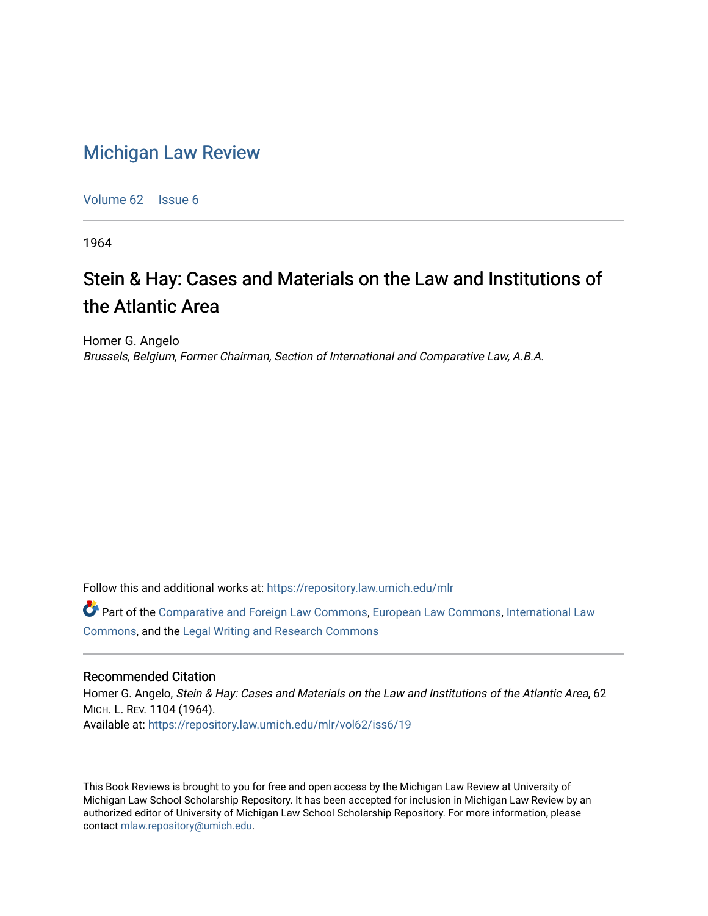# Michigan Law Review

Volume 62 | Issue 6

1964

## Stein & Hay: Cases and Materials on the Law and Institutions of the Atlantic Area

Homer G. Angelo
*Brussels, Belgium, Former Chairman, Section of International and Comparative Law, A.B.A.*

Follow this and additional works at: https://repository.law.umich.edu/mlr

Part of the Comparative and Foreign Law Commons, European Law Commons, International Law Commons, and the Legal Writing and Research Commons

### Recommended Citation

Homer G. Angelo, *Stein & Hay: Cases and Materials on the Law and Institutions of the Atlantic Area*, 62 MICH. L. REV. 1104 (1964).
Available at: https://repository.law.umich.edu/mlr/vol62/iss6/19

This Book Reviews is brought to you for free and open access by the Michigan Law Review at University of Michigan Law School Scholarship Repository. It has been accepted for inclusion in Michigan Law Review by an authorized editor of University of Michigan Law School Scholarship Repository. For more information, please contact mlaw.repository@umich.edu.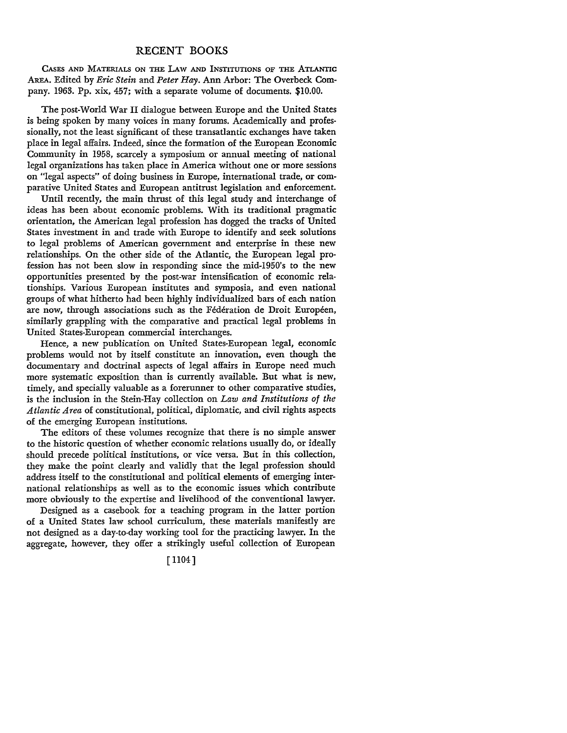# RECENT BOOKS

Cases and Materials on the Law and Institutions of the Atlantic Area. Edited by *Eric Stein* and *Peter Hay*. Ann Arbor: The Overbeck Company. 1963. Pp. xix, 457; with a separate volume of documents. $10.00.

The post-World War II dialogue between Europe and the United States is being spoken by many voices in many forums. Academically and professionally, not the least significant of these transatlantic exchanges have taken place in legal affairs. Indeed, since the formation of the European Economic Community in 1958, scarcely a symposium or annual meeting of national legal organizations has taken place in America without one or more sessions on "legal aspects" of doing business in Europe, international trade, or comparative United States and European antitrust legislation and enforcement.

Until recently, the main thrust of this legal study and interchange of ideas has been about economic problems. With its traditional pragmatic orientation, the American legal profession has dogged the tracks of United States investment in and trade with Europe to identify and seek solutions to legal problems of American government and enterprise in these new relationships. On the other side of the Atlantic, the European legal profession has not been slow in responding since the mid-1950's to the new opportunities presented by the post-war intensification of economic relationships. Various European institutes and symposia, and even national groups of what hitherto had been highly individualized bars of each nation are now, through associations such as the Fédération de Droit Européen, similarly grappling with the comparative and practical legal problems in United States-European commercial interchanges.

Hence, a new publication on United States-European legal, economic problems would not by itself constitute an innovation, even though the documentary and doctrinal aspects of legal affairs in Europe need much more systematic exposition than is currently available. But what is new, timely, and specially valuable as a forerunner to other comparative studies, is the inclusion in the Stein-Hay collection on *Law and Institutions of the Atlantic Area* of constitutional, political, diplomatic, and civil rights aspects of the emerging European institutions.

The editors of these volumes recognize that there is no simple answer to the historic question of whether economic relations usually do, or ideally should precede political institutions, or vice versa. But in this collection, they make the point clearly and validly that the legal profession should address itself to the constitutional and political elements of emerging international relationships as well as to the economic issues which contribute more obviously to the expertise and livelihood of the conventional lawyer.

Designed as a casebook for a teaching program in the latter portion of a United States law school curriculum, these materials manifestly are not designed as a day-to-day working tool for the practicing lawyer. In the aggregate, however, they offer a strikingly useful collection of European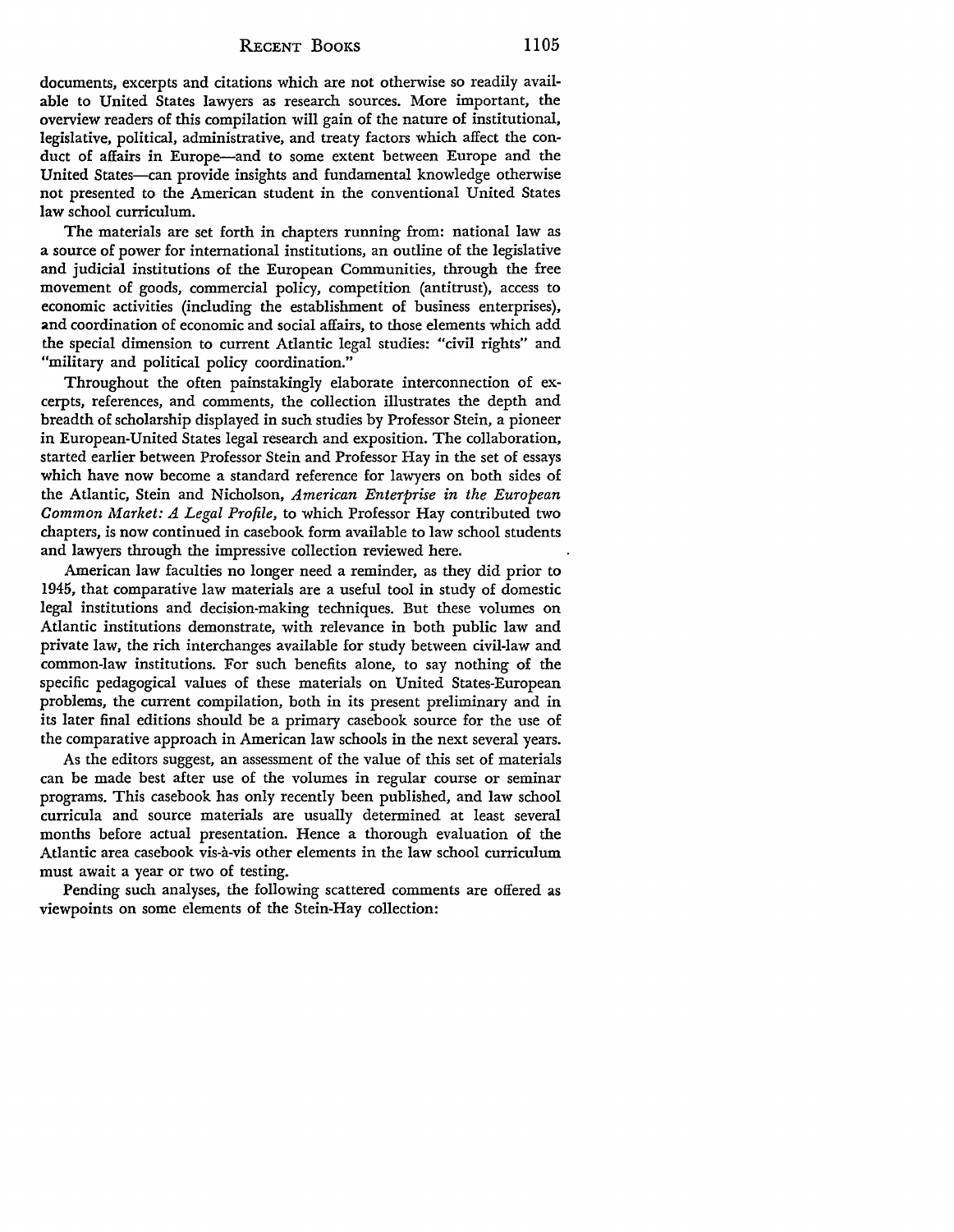documents, excerpts and citations which are not otherwise so readily available to United States lawyers as research sources. More important, the overview readers of this compilation will gain of the nature of institutional, legislative, political, administrative, and treaty factors which affect the conduct of affairs in Europe—and to some extent between Europe and the United States—can provide insights and fundamental knowledge otherwise not presented to the American student in the conventional United States law school curriculum.

The materials are set forth in chapters running from: national law as a source of power for international institutions, an outline of the legislative and judicial institutions of the European Communities, through the free movement of goods, commercial policy, competition (antitrust), access to economic activities (including the establishment of business enterprises), and coordination of economic and social affairs, to those elements which add the special dimension to current Atlantic legal studies: "civil rights" and "military and political policy coordination."

Throughout the often painstakingly elaborate interconnection of excerpts, references, and comments, the collection illustrates the depth and breadth of scholarship displayed in such studies by Professor Stein, a pioneer in European-United States legal research and exposition. The collaboration, started earlier between Professor Stein and Professor Hay in the set of essays which have now become a standard reference for lawyers on both sides of the Atlantic, Stein and Nicholson, *American Enterprise in the European Common Market: A Legal Profile*, to which Professor Hay contributed two chapters, is now continued in casebook form available to law school students and lawyers through the impressive collection reviewed here.

American law faculties no longer need a reminder, as they did prior to 1945, that comparative law materials are a useful tool in study of domestic legal institutions and decision-making techniques. But these volumes on Atlantic institutions demonstrate, with relevance in both public law and private law, the rich interchanges available for study between civil-law and common-law institutions. For such benefits alone, to say nothing of the specific pedagogical values of these materials on United States-European problems, the current compilation, both in its present preliminary and in its later final editions should be a primary casebook source for the use of the comparative approach in American law schools in the next several years.

As the editors suggest, an assessment of the value of this set of materials can be made best after use of the volumes in regular course or seminar programs. This casebook has only recently been published, and law school curricula and source materials are usually determined at least several months before actual presentation. Hence a thorough evaluation of the Atlantic area casebook vis-à-vis other elements in the law school curriculum must await a year or two of testing.

Pending such analyses, the following scattered comments are offered as viewpoints on some elements of the Stein-Hay collection: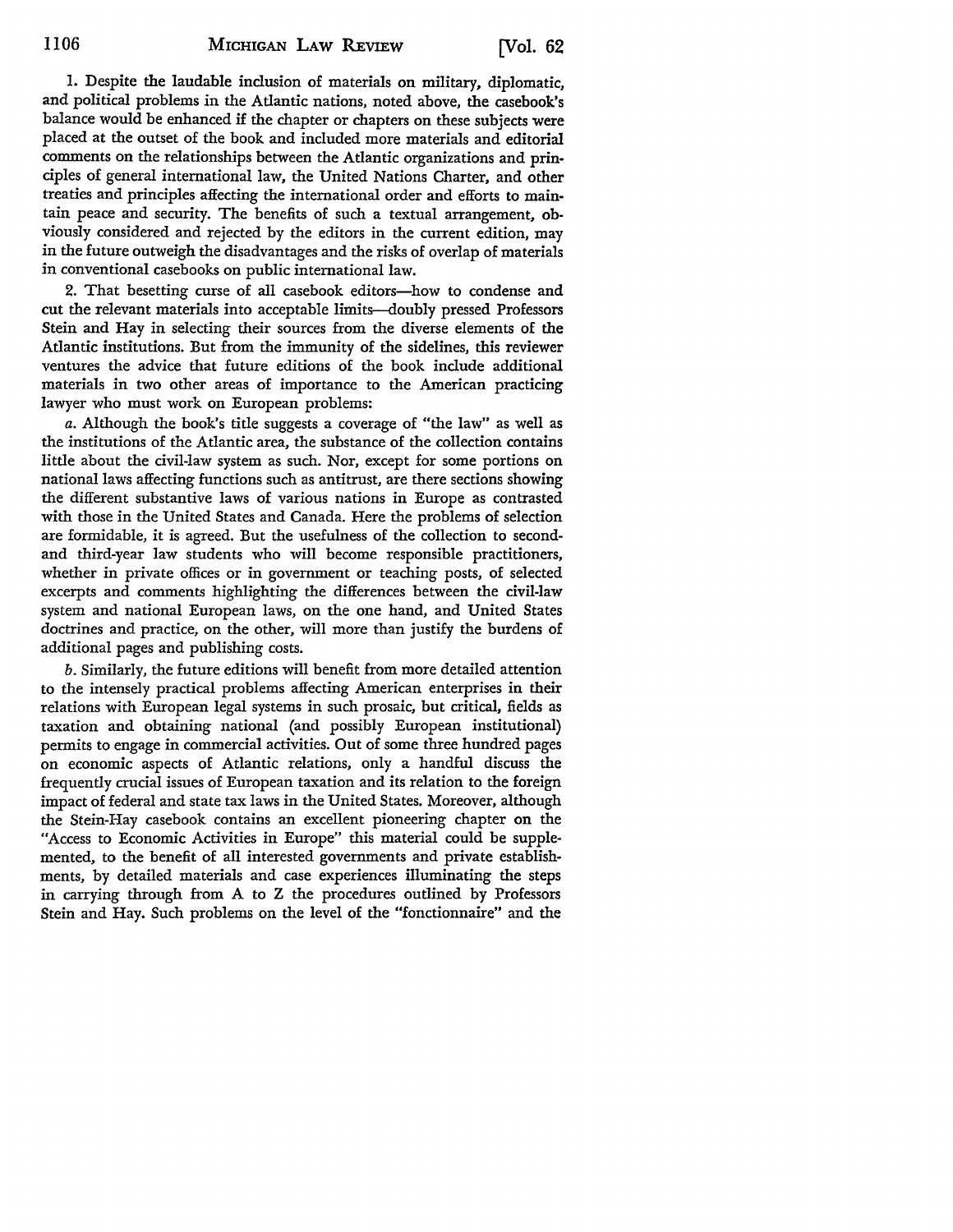1. Despite the laudable inclusion of materials on military, diplomatic, and political problems in the Atlantic nations, noted above, the casebook's balance would be enhanced if the chapter or chapters on these subjects were placed at the outset of the book and included more materials and editorial comments on the relationships between the Atlantic organizations and principles of general international law, the United Nations Charter, and other treaties and principles affecting the international order and efforts to maintain peace and security. The benefits of such a textual arrangement, obviously considered and rejected by the editors in the current edition, may in the future outweigh the disadvantages and the risks of overlap of materials in conventional casebooks on public international law.

2. That besetting curse of all casebook editors—how to condense and cut the relevant materials into acceptable limits—doubly pressed Professors Stein and Hay in selecting their sources from the diverse elements of the Atlantic institutions. But from the immunity of the sidelines, this reviewer ventures the advice that future editions of the book include additional materials in two other areas of importance to the American practicing lawyer who must work on European problems:

*a*. Although the book's title suggests a coverage of "the law" as well as the institutions of the Atlantic area, the substance of the collection contains little about the civil-law system as such. Nor, except for some portions on national laws affecting functions such as antitrust, are there sections showing the different substantive laws of various nations in Europe as contrasted with those in the United States and Canada. Here the problems of selection are formidable, it is agreed. But the usefulness of the collection to second- and third-year law students who will become responsible practitioners, whether in private offices or in government or teaching posts, of selected excerpts and comments highlighting the differences between the civil-law system and national European laws, on the one hand, and United States doctrines and practice, on the other, will more than justify the burdens of additional pages and publishing costs.

*b*. Similarly, the future editions will benefit from more detailed attention to the intensely practical problems affecting American enterprises in their relations with European legal systems in such prosaic, but critical, fields as taxation and obtaining national (and possibly European institutional) permits to engage in commercial activities. Out of some three hundred pages on economic aspects of Atlantic relations, only a handful discuss the frequently crucial issues of European taxation and its relation to the foreign impact of federal and state tax laws in the United States. Moreover, although the Stein-Hay casebook contains an excellent pioneering chapter on the "Access to Economic Activities in Europe" this material could be supplemented, to the benefit of all interested governments and private establishments, by detailed materials and case experiences illuminating the steps in carrying through from A to Z the procedures outlined by Professors Stein and Hay. Such problems on the level of the "fonctionnaire" and the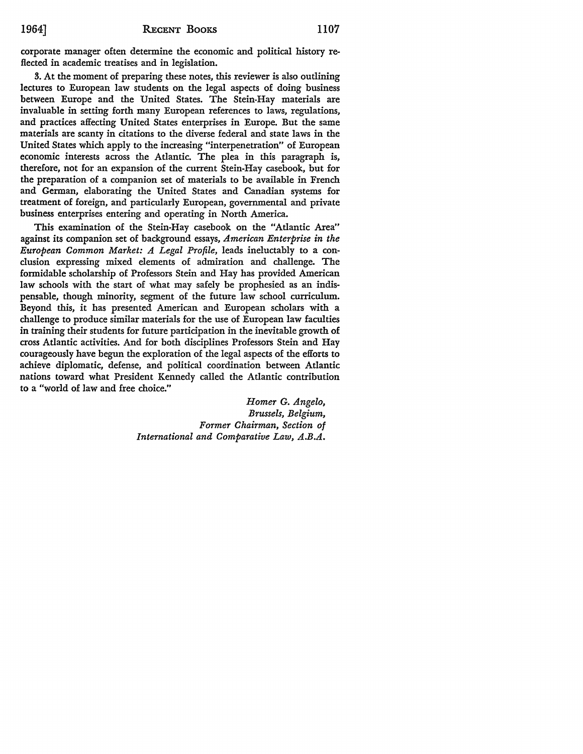corporate manager often determine the economic and political history reflected in academic treatises and in legislation.

3. At the moment of preparing these notes, this reviewer is also outlining lectures to European law students on the legal aspects of doing business between Europe and the United States. The Stein-Hay materials are invaluable in setting forth many European references to laws, regulations, and practices affecting United States enterprises in Europe. But the same materials are scanty in citations to the diverse federal and state laws in the United States which apply to the increasing "interpenetration" of European economic interests across the Atlantic. The plea in this paragraph is, therefore, not for an expansion of the current Stein-Hay casebook, but for the preparation of a companion set of materials to be available in French and German, elaborating the United States and Canadian systems for treatment of foreign, and particularly European, governmental and private business enterprises entering and operating in North America.

This examination of the Stein-Hay casebook on the "Atlantic Area" against its companion set of background essays, *American Enterprise in the European Common Market: A Legal Profile*, leads ineluctably to a conclusion expressing mixed elements of admiration and challenge. The formidable scholarship of Professors Stein and Hay has provided American law schools with the start of what may safely be prophesied as an indispensable, though minority, segment of the future law school curriculum. Beyond this, it has presented American and European scholars with a challenge to produce similar materials for the use of European law faculties in training their students for future participation in the inevitable growth of cross Atlantic activities. And for both disciplines Professors Stein and Hay courageously have begun the exploration of the legal aspects of the efforts to achieve diplomatic, defense, and political coordination between Atlantic nations toward what President Kennedy called the Atlantic contribution to a "world of law and free choice."

*Homer G. Angelo,*
*Brussels, Belgium,*
*Former Chairman, Section of International and Comparative Law, A.B.A.*